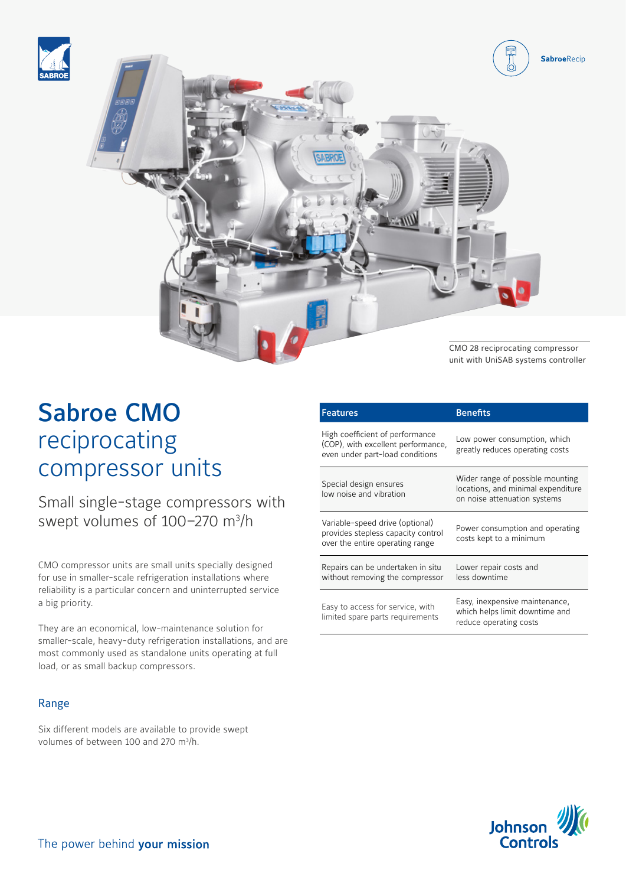CMO 28 reciprocating compressor unit with UniSAB systems controller

# Sabroe CMO reciprocating compressor units

## Small single-stage compressors with swept volumes of 100–270 $m^3/h$

CMO compressor units are small units specially designed for use in smaller-scale refrigeration installations where reliability is a particular concern and uninterrupted service a big priority.

They are an economical, low-maintenance solution for smaller-scale, heavy-duty refrigeration installations, and are most commonly used as standalone units operating at full load, or as small backup compressors.

### Range

Six different models are available to provide swept volumes of between 100 and 270 $m^3/h$.

| Features | Benefits |
|---|---|
| High coefficient of performance (COP), with excellent performance, even under part-load conditions | Low power consumption, which greatly reduces operating costs |
| Special design ensures low noise and vibration | Wider range of possible mounting locations, and minimal expenditure on noise attenuation systems |
| Variable-speed drive (optional) provides stepless capacity control over the entire operating range | Power consumption and operating costs kept to a minimum |
| Repairs can be undertaken in situ without removing the compressor | Lower repair costs and less downtime |
| Easy to access for service, with limited spare parts requirements | Easy, inexpensive maintenance, which helps limit downtime and reduce operating costs |

The power behind **your mission**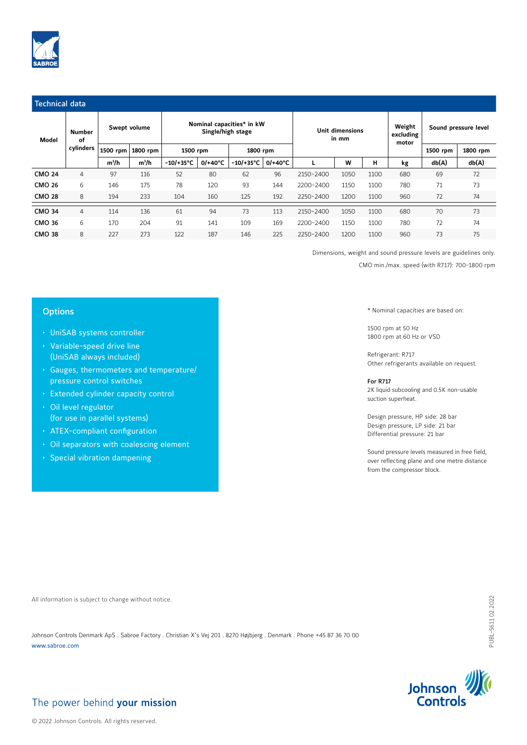## Technical data

| Model | Number of cylinders | Swept volume | | Nominal capacities* in kW Single/high stage | | | | Unit dimensions in mm | | | Weight excluding motor | Sound pressure level | |
|---|---|---|---|---|---|---|---|---|---|---|---|---|---|
| | | 1500 rpm | 1800 rpm | 1500 rpm | | 1800 rpm | | | | | | 1500 rpm | 1800 rpm |
| | | $m^3/h$ | $m^3/h$ | -10/+35°C | 0/+40°C | -10/+35°C | 0/+40°C | L | W | H | kg | db(A) | db(A) |
| **CMO 24** | 4 | 97 | 116 | 52 | 80 | 62 | 96 | 2150-2400 | 1050 | 1100 | 680 | 69 | 72 |
| **CMO 26** | 6 | 146 | 175 | 78 | 120 | 93 | 144 | 2200-2400 | 1150 | 1100 | 780 | 71 | 73 |
| **CMO 28** | 8 | 194 | 233 | 104 | 160 | 125 | 192 | 2250-2400 | 1200 | 1100 | 960 | 72 | 74 |
| **CMO 34** | 4 | 114 | 136 | 61 | 94 | 73 | 113 | 2150-2400 | 1050 | 1100 | 680 | 70 | 73 |
| **CMO 36** | 6 | 170 | 204 | 91 | 141 | 109 | 169 | 2200-2400 | 1150 | 1100 | 780 | 72 | 74 |
| **CMO 38** | 8 | 227 | 273 | 122 | 187 | 146 | 225 | 2250-2400 | 1200 | 1100 | 960 | 73 | 75 |

Dimensions, weight and sound pressure levels are guidelines only.

CMO min./max. speed (with R717): 700-1800 rpm

### Options

- UniSAB systems controller
- Variable-speed drive line (UniSAB always included)
- Gauges, thermometers and temperature/pressure control switches
- Extended cylinder capacity control
- Oil level regulator (for use in parallel systems)
- ATEX-compliant configuration
- Oil separators with coalescing element
- Special vibration dampening

\* Nominal capacities are based on:

1500 rpm at 50 Hz
1800 rpm at 60 Hz or VSD

Refrigerant: R717
Other refrigerants available on request.

**For R717**
2K liquid subcooling and 0.5K non-usable suction superheat.

Design pressure, HP side: 28 bar
Design pressure, LP side: 21 bar
Differential pressure: 21 bar

Sound pressure levels measured in free field, over reflecting plane and one metre distance from the compressor block.

All information is subject to change without notice.

Johnson Controls Denmark ApS . Sabroe Factory . Christian X's Vej 201 . 8270 Højbjerg . Denmark . Phone +45 87 36 70 00
www.sabroe.com

PUBL-5611 02.2022

The power behind **your mission**

© 2022 Johnson Controls. All rights reserved.